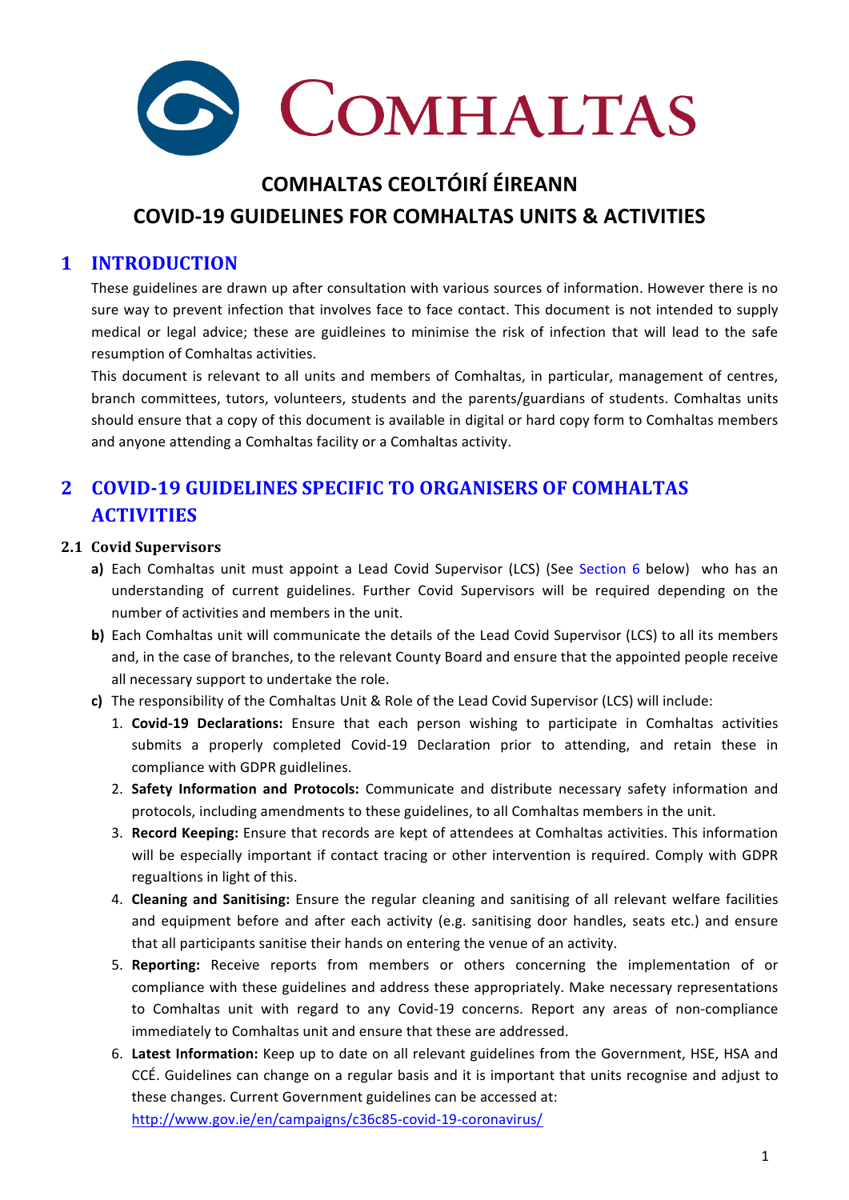# COMHALTAS

## COMHALTAS CEOLTÓIRÍ ÉIREANN

## COVID-19 GUIDELINES FOR COMHALTAS UNITS & ACTIVITIES

## 1 INTRODUCTION

These guidelines are drawn up after consultation with various sources of information. However there is no sure way to prevent infection that involves face to face contact. This document is not intended to supply medical or legal advice; these are guidleines to minimise the risk of infection that will lead to the safe resumption of Comhaltas activities.

This document is relevant to all units and members of Comhaltas, in particular, management of centres, branch committees, tutors, volunteers, students and the parents/guardians of students. Comhaltas units should ensure that a copy of this document is available in digital or hard copy form to Comhaltas members and anyone attending a Comhaltas facility or a Comhaltas activity.

## 2 COVID-19 GUIDELINES SPECIFIC TO ORGANISERS OF COMHALTAS ACTIVITIES

### 2.1 Covid Supervisors

**a)** Each Comhaltas unit must appoint a Lead Covid Supervisor (LCS) (See Section 6 below) who has an understanding of current guidelines. Further Covid Supervisors will be required depending on the number of activities and members in the unit.

**b)** Each Comhaltas unit will communicate the details of the Lead Covid Supervisor (LCS) to all its members and, in the case of branches, to the relevant County Board and ensure that the appointed people receive all necessary support to undertake the role.

**c)** The responsibility of the Comhaltas Unit & Role of the Lead Covid Supervisor (LCS) will include:

1. **Covid-19 Declarations:** Ensure that each person wishing to participate in Comhaltas activities submits a properly completed Covid-19 Declaration prior to attending, and retain these in compliance with GDPR guidelines.
2. **Safety Information and Protocols:** Communicate and distribute necessary safety information and protocols, including amendments to these guidelines, to all Comhaltas members in the unit.
3. **Record Keeping:** Ensure that records are kept of attendees at Comhaltas activities. This information will be especially important if contact tracing or other intervention is required. Comply with GDPR regualtions in light of this.
4. **Cleaning and Sanitising:** Ensure the regular cleaning and sanitising of all relevant welfare facilities and equipment before and after each activity (e.g. sanitising door handles, seats etc.) and ensure that all participants sanitise their hands on entering the venue of an activity.
5. **Reporting:** Receive reports from members or others concerning the implementation of or compliance with these guidelines and address these appropriately. Make necessary representations to Comhaltas unit with regard to any Covid-19 concerns. Report any areas of non-compliance immediately to Comhaltas unit and ensure that these are addressed.
6. **Latest Information:** Keep up to date on all relevant guidelines from the Government, HSE, HSA and CCÉ. Guidelines can change on a regular basis and it is important that units recognise and adjust to these changes. Current Government guidelines can be accessed at: http://www.gov.ie/en/campaigns/c36c85-covid-19-coronavirus/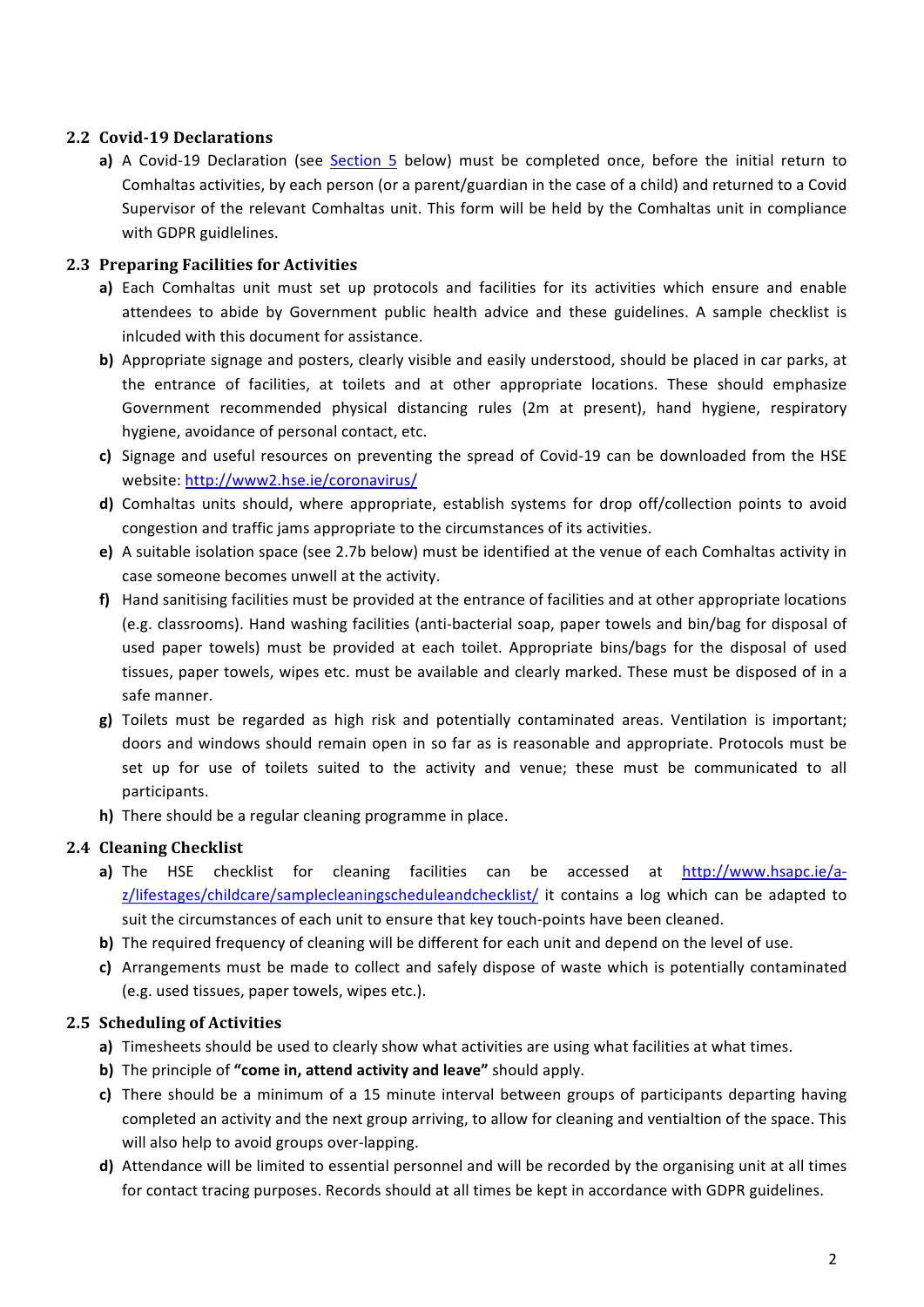### 2.2 Covid-19 Declarations

**a)** A Covid-19 Declaration (see [Section 5](#) below) must be completed once, before the initial return to Comhaltas activities, by each person (or a parent/guardian in the case of a child) and returned to a Covid Supervisor of the relevant Comhaltas unit. This form will be held by the Comhaltas unit in compliance with GDPR guidlelines.

### 2.3 Preparing Facilities for Activities

**a)** Each Comhaltas unit must set up protocols and facilities for its activities which ensure and enable attendees to abide by Government public health advice and these guidelines. A sample checklist is inlcuded with this document for assistance.

**b)** Appropriate signage and posters, clearly visible and easily understood, should be placed in car parks, at the entrance of facilities, at toilets and at other appropriate locations. These should emphasize Government recommended physical distancing rules (2m at present), hand hygiene, respiratory hygiene, avoidance of personal contact, etc.

**c)** Signage and useful resources on preventing the spread of Covid-19 can be downloaded from the HSE website: [http://www2.hse.ie/coronavirus/](http://www2.hse.ie/coronavirus/)

**d)** Comhaltas units should, where appropriate, establish systems for drop off/collection points to avoid congestion and traffic jams appropriate to the circumstances of its activities.

**e)** A suitable isolation space (see 2.7b below) must be identified at the venue of each Comhaltas activity in case someone becomes unwell at the activity.

**f)** Hand sanitising facilities must be provided at the entrance of facilities and at other appropriate locations (e.g. classrooms). Hand washing facilities (anti-bacterial soap, paper towels and bin/bag for disposal of used paper towels) must be provided at each toilet. Appropriate bins/bags for the disposal of used tissues, paper towels, wipes etc. must be available and clearly marked. These must be disposed of in a safe manner.

**g)** Toilets must be regarded as high risk and potentially contaminated areas. Ventilation is important; doors and windows should remain open in so far as is reasonable and appropriate. Protocols must be set up for use of toilets suited to the activity and venue; these must be communicated to all participants.

**h)** There should be a regular cleaning programme in place.

### 2.4 Cleaning Checklist

**a)** The HSE checklist for cleaning facilities can be accessed at [http://www.hsapc.ie/a-z/lifestages/childcare/samplecleaningscheduleandchecklist/](http://www.hsapc.ie/a-z/lifestages/childcare/samplecleaningscheduleandchecklist/) it contains a log which can be adapted to suit the circumstances of each unit to ensure that key touch-points have been cleaned.

**b)** The required frequency of cleaning will be different for each unit and depend on the level of use.

**c)** Arrangements must be made to collect and safely dispose of waste which is potentially contaminated (e.g. used tissues, paper towels, wipes etc.).

### 2.5 Scheduling of Activities

**a)** Timesheets should be used to clearly show what activities are using what facilities at what times.

**b)** The principle of **"come in, attend activity and leave"** should apply.

**c)** There should be a minimum of a 15 minute interval between groups of participants departing having completed an activity and the next group arriving, to allow for cleaning and ventialtion of the space. This will also help to avoid groups over-lapping.

**d)** Attendance will be limited to essential personnel and will be recorded by the organising unit at all times for contact tracing purposes. Records should at all times be kept in accordance with GDPR guidelines.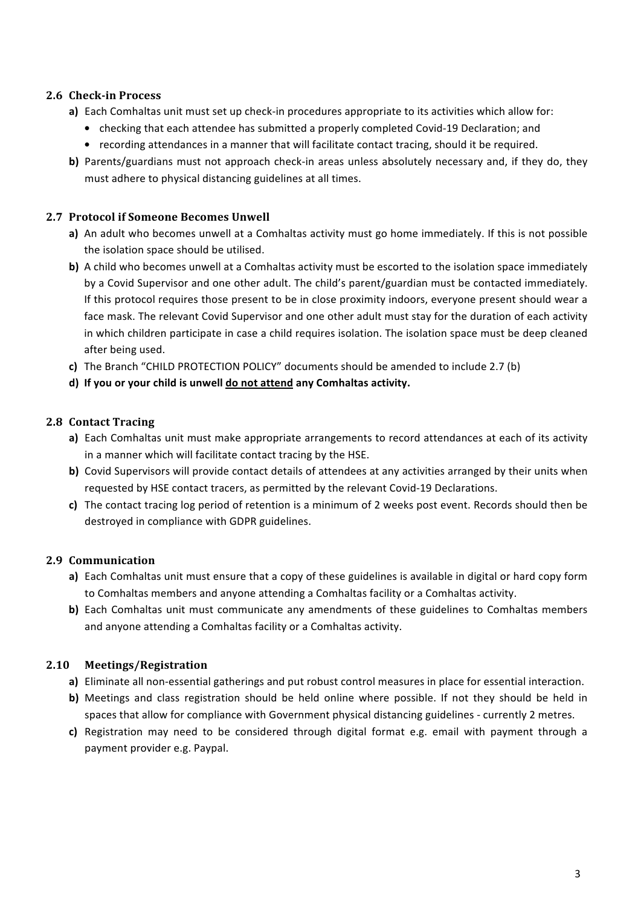## 2.6 Check-in Process

**a)** Each Comhaltas unit must set up check-in procedures appropriate to its activities which allow for:

- checking that each attendee has submitted a properly completed Covid-19 Declaration; and
- recording attendances in a manner that will facilitate contact tracing, should it be required.

**b)** Parents/guardians must not approach check-in areas unless absolutely necessary and, if they do, they must adhere to physical distancing guidelines at all times.

## 2.7 Protocol if Someone Becomes Unwell

**a)** An adult who becomes unwell at a Comhaltas activity must go home immediately. If this is not possible the isolation space should be utilised.

**b)** A child who becomes unwell at a Comhaltas activity must be escorted to the isolation space immediately by a Covid Supervisor and one other adult. The child's parent/guardian must be contacted immediately. If this protocol requires those present to be in close proximity indoors, everyone present should wear a face mask. The relevant Covid Supervisor and one other adult must stay for the duration of each activity in which children participate in case a child requires isolation. The isolation space must be deep cleaned after being used.

**c)** The Branch "CHILD PROTECTION POLICY" documents should be amended to include 2.7 (b)

**d) If you or your child is unwell <u>do not attend</u> any Comhaltas activity.**

## 2.8 Contact Tracing

**a)** Each Comhaltas unit must make appropriate arrangements to record attendances at each of its activity in a manner which will facilitate contact tracing by the HSE.

**b)** Covid Supervisors will provide contact details of attendees at any activities arranged by their units when requested by HSE contact tracers, as permitted by the relevant Covid-19 Declarations.

**c)** The contact tracing log period of retention is a minimum of 2 weeks post event. Records should then be destroyed in compliance with GDPR guidelines.

## 2.9 Communication

**a)** Each Comhaltas unit must ensure that a copy of these guidelines is available in digital or hard copy form to Comhaltas members and anyone attending a Comhaltas facility or a Comhaltas activity.

**b)** Each Comhaltas unit must communicate any amendments of these guidelines to Comhaltas members and anyone attending a Comhaltas facility or a Comhaltas activity.

## 2.10 Meetings/Registration

**a)** Eliminate all non-essential gatherings and put robust control measures in place for essential interaction.

**b)** Meetings and class registration should be held online where possible. If not they should be held in spaces that allow for compliance with Government physical distancing guidelines - currently 2 metres.

**c)** Registration may need to be considered through digital format e.g. email with payment through a payment provider e.g. Paypal.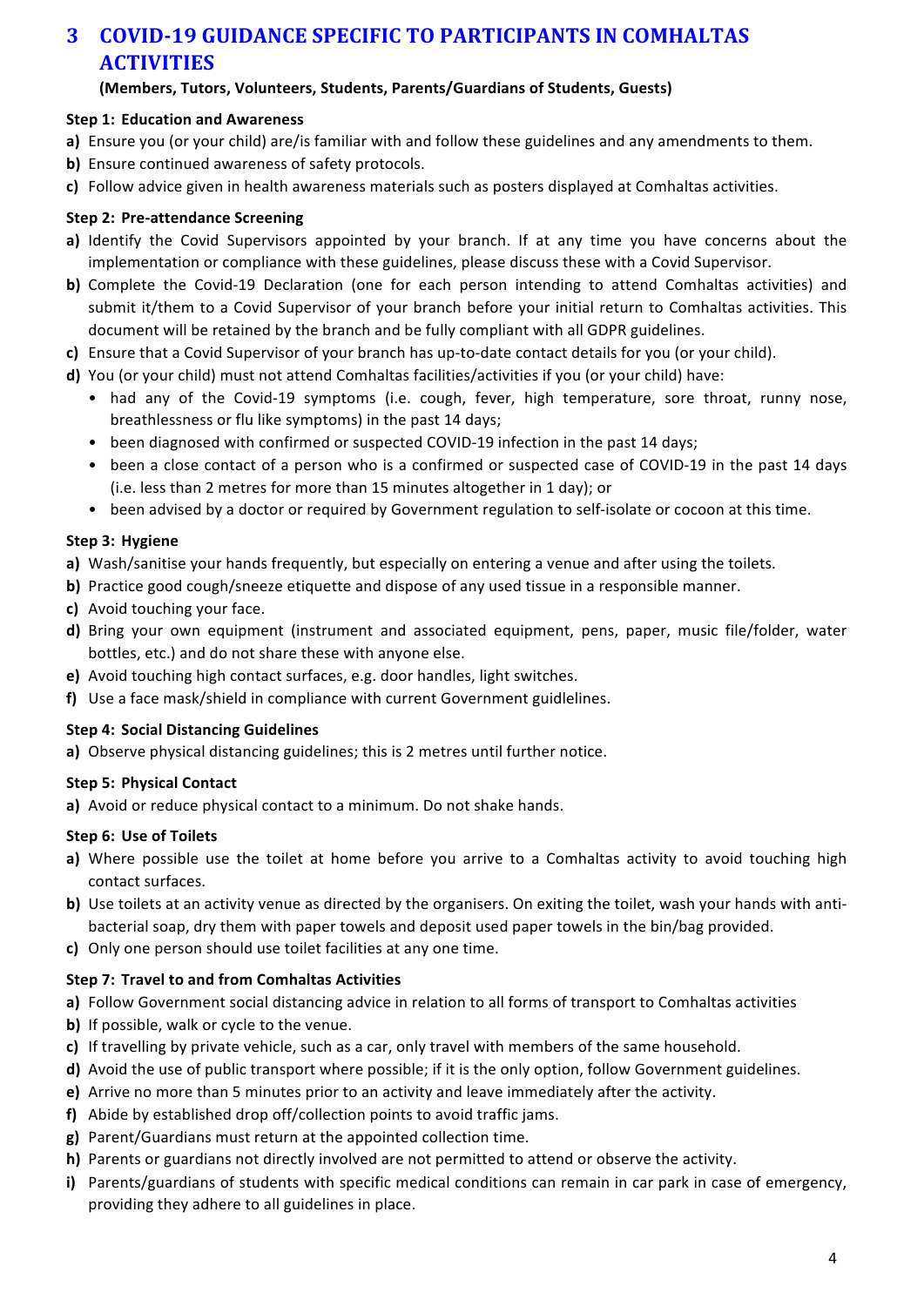# 3 COVID-19 GUIDANCE SPECIFIC TO PARTICIPANTS IN COMHALTAS ACTIVITIES

**(Members, Tutors, Volunteers, Students, Parents/Guardians of Students, Guests)**

**Step 1: Education and Awareness**

**a)** Ensure you (or your child) are/is familiar with and follow these guidelines and any amendments to them.

**b)** Ensure continued awareness of safety protocols.

**c)** Follow advice given in health awareness materials such as posters displayed at Comhaltas activities.

**Step 2: Pre-attendance Screening**

**a)** Identify the Covid Supervisors appointed by your branch. If at any time you have concerns about the implementation or compliance with these guidelines, please discuss these with a Covid Supervisor.

**b)** Complete the Covid-19 Declaration (one for each person intending to attend Comhaltas activities) and submit it/them to a Covid Supervisor of your branch before your initial return to Comhaltas activities. This document will be retained by the branch and be fully compliant with all GDPR guidelines.

**c)** Ensure that a Covid Supervisor of your branch has up-to-date contact details for you (or your child).

**d)** You (or your child) must not attend Comhaltas facilities/activities if you (or your child) have:

- had any of the Covid-19 symptoms (i.e. cough, fever, high temperature, sore throat, runny nose, breathlessness or flu like symptoms) in the past 14 days;
- been diagnosed with confirmed or suspected COVID-19 infection in the past 14 days;
- been a close contact of a person who is a confirmed or suspected case of COVID-19 in the past 14 days (i.e. less than 2 metres for more than 15 minutes altogether in 1 day); or
- been advised by a doctor or required by Government regulation to self-isolate or cocoon at this time.

**Step 3: Hygiene**

**a)** Wash/sanitise your hands frequently, but especially on entering a venue and after using the toilets.

**b)** Practice good cough/sneeze etiquette and dispose of any used tissue in a responsible manner.

**c)** Avoid touching your face.

**d)** Bring your own equipment (instrument and associated equipment, pens, paper, music file/folder, water bottles, etc.) and do not share these with anyone else.

**e)** Avoid touching high contact surfaces, e.g. door handles, light switches.

**f)** Use a face mask/shield in compliance with current Government guidelines.

**Step 4: Social Distancing Guidelines**

**a)** Observe physical distancing guidelines; this is 2 metres until further notice.

**Step 5: Physical Contact**

**a)** Avoid or reduce physical contact to a minimum. Do not shake hands.

**Step 6: Use of Toilets**

**a)** Where possible use the toilet at home before you arrive to a Comhaltas activity to avoid touching high contact surfaces.

**b)** Use toilets at an activity venue as directed by the organisers. On exiting the toilet, wash your hands with anti-bacterial soap, dry them with paper towels and deposit used paper towels in the bin/bag provided.

**c)** Only one person should use toilet facilities at any one time.

**Step 7: Travel to and from Comhaltas Activities**

**a)** Follow Government social distancing advice in relation to all forms of transport to Comhaltas activities

**b)** If possible, walk or cycle to the venue.

**c)** If travelling by private vehicle, such as a car, only travel with members of the same household.

**d)** Avoid the use of public transport where possible; if it is the only option, follow Government guidelines.

**e)** Arrive no more than 5 minutes prior to an activity and leave immediately after the activity.

**f)** Abide by established drop off/collection points to avoid traffic jams.

**g)** Parent/Guardians must return at the appointed collection time.

**h)** Parents or guardians not directly involved are not permitted to attend or observe the activity.

**i)** Parents/guardians of students with specific medical conditions can remain in car park in case of emergency, providing they adhere to all guidelines in place.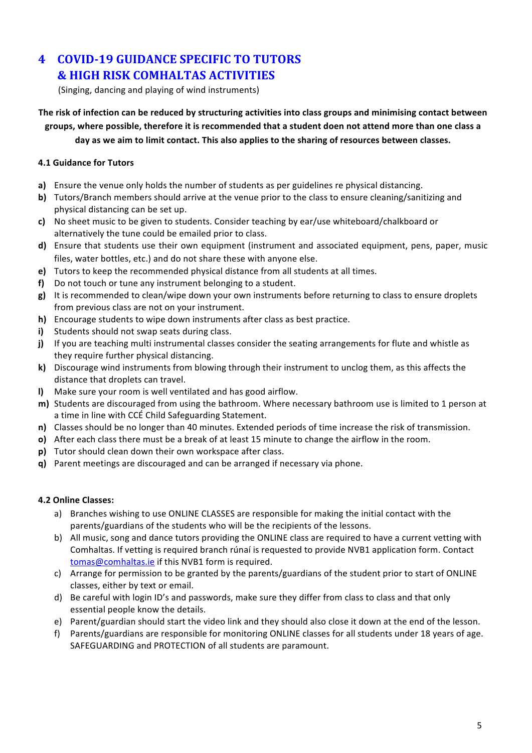# 4 COVID-19 GUIDANCE SPECIFIC TO TUTORS & HIGH RISK COMHALTAS ACTIVITIES

(Singing, dancing and playing of wind instruments)

**The risk of infection can be reduced by structuring activities into class groups and minimising contact between groups, where possible, therefore it is recommended that a student doen not attend more than one class a day as we aim to limit contact. This also applies to the sharing of resources between classes.**

### 4.1 Guidance for Tutors

**a)** Ensure the venue only holds the number of students as per guidelines re physical distancing.
**b)** Tutors/Branch members should arrive at the venue prior to the class to ensure cleaning/sanitizing and physical distancing can be set up.
**c)** No sheet music to be given to students. Consider teaching by ear/use whiteboard/chalkboard or alternatively the tune could be emailed prior to class.
**d)** Ensure that students use their own equipment (instrument and associated equipment, pens, paper, music files, water bottles, etc.) and do not share these with anyone else.
**e)** Tutors to keep the recommended physical distance from all students at all times.
**f)** Do not touch or tune any instrument belonging to a student.
**g)** It is recommended to clean/wipe down your own instruments before returning to class to ensure droplets from previous class are not on your instrument.
**h)** Encourage students to wipe down instruments after class as best practice.
**i)** Students should not swap seats during class.
**j)** If you are teaching multi instrumental classes consider the seating arrangements for flute and whistle as they require further physical distancing.
**k)** Discourage wind instruments from blowing through their instrument to unclog them, as this affects the distance that droplets can travel.
**l)** Make sure your room is well ventilated and has good airflow.
**m)** Students are discouraged from using the bathroom. Where necessary bathroom use is limited to 1 person at a time in line with CCÉ Child Safeguarding Statement.
**n)** Classes should be no longer than 40 minutes. Extended periods of time increase the risk of transmission.
**o)** After each class there must be a break of at least 15 minute to change the airflow in the room.
**p)** Tutor should clean down their own workspace after class.
**q)** Parent meetings are discouraged and can be arranged if necessary via phone.

### 4.2 Online Classes:

a) Branches wishing to use ONLINE CLASSES are responsible for making the initial contact with the parents/guardians of the students who will be the recipients of the lessons.
b) All music, song and dance tutors providing the ONLINE class are required to have a current vetting with Comhaltas. If vetting is required branch rúnaí is requested to provide NVB1 application form. Contact tomas@comhaltas.ie if this NVB1 form is required.
c) Arrange for permission to be granted by the parents/guardians of the student prior to start of ONLINE classes, either by text or email.
d) Be careful with login ID's and passwords, make sure they differ from class to class and that only essential people know the details.
e) Parent/guardian should start the video link and they should also close it down at the end of the lesson.
f) Parents/guardians are responsible for monitoring ONLINE classes for all students under 18 years of age. SAFEGUARDING and PROTECTION of all students are paramount.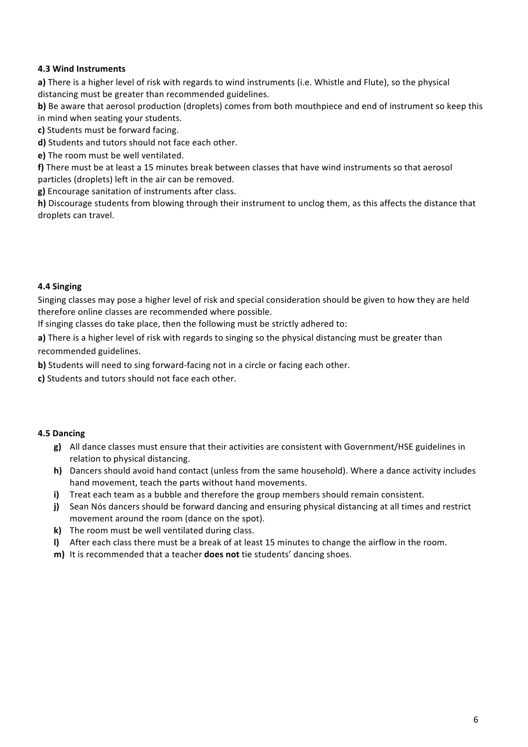#### 4.3 Wind Instruments

**a)** There is a higher level of risk with regards to wind instruments (i.e. Whistle and Flute), so the physical distancing must be greater than recommended guidelines.

**b)** Be aware that aerosol production (droplets) comes from both mouthpiece and end of instrument so keep this in mind when seating your students.

**c)** Students must be forward facing.

**d)** Students and tutors should not face each other.

**e)** The room must be well ventilated.

**f)** There must be at least a 15 minutes break between classes that have wind instruments so that aerosol particles (droplets) left in the air can be removed.

**g)** Encourage sanitation of instruments after class.

**h)** Discourage students from blowing through their instrument to unclog them, as this affects the distance that droplets can travel.

#### 4.4 Singing

Singing classes may pose a higher level of risk and special consideration should be given to how they are held therefore online classes are recommended where possible.

If singing classes do take place, then the following must be strictly adhered to:

**a)** There is a higher level of risk with regards to singing so the physical distancing must be greater than recommended guidelines.

**b)** Students will need to sing forward-facing not in a circle or facing each other.

**c)** Students and tutors should not face each other.

#### 4.5 Dancing

- **g)** All dance classes must ensure that their activities are consistent with Government/HSE guidelines in relation to physical distancing.
- **h)** Dancers should avoid hand contact (unless from the same household). Where a dance activity includes hand movement, teach the parts without hand movements.
- **i)** Treat each team as a bubble and therefore the group members should remain consistent.
- **j)** Sean Nós dancers should be forward dancing and ensuring physical distancing at all times and restrict movement around the room (dance on the spot).
- **k)** The room must be well ventilated during class.
- **l)** After each class there must be a break of at least 15 minutes to change the airflow in the room.
- **m)** It is recommended that a teacher **does not** tie students' dancing shoes.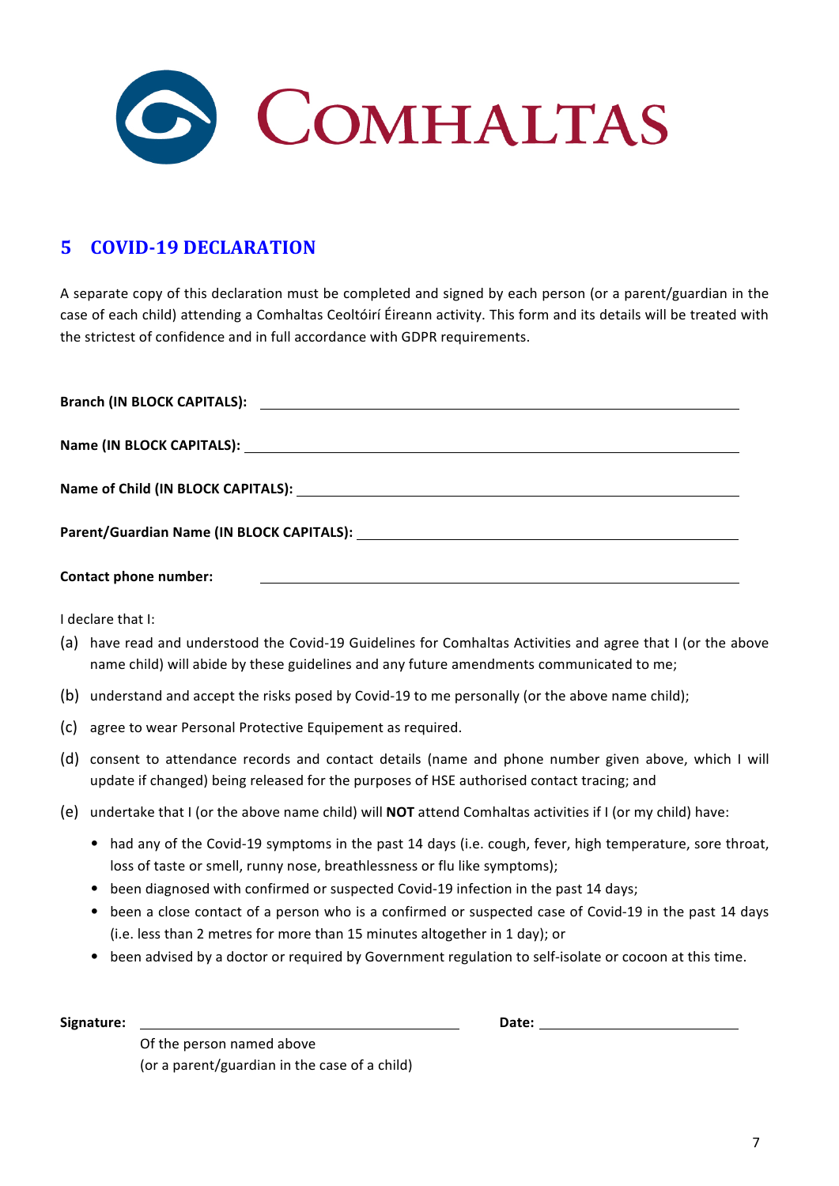COMHALTAS

## 5 COVID-19 DECLARATION

A separate copy of this declaration must be completed and signed by each person (or a parent/guardian in the case of each child) attending a Comhaltas Ceoltóirí Éireann activity. This form and its details will be treated with the strictest of confidence and in full accordance with GDPR requirements.

**Branch (IN BLOCK CAPITALS):** ____________________________________________

**Name (IN BLOCK CAPITALS):** ____________________________________________

**Name of Child (IN BLOCK CAPITALS):** ____________________________________________

**Parent/Guardian Name (IN BLOCK CAPITALS):** ____________________________________________

**Contact phone number:** ____________________________________________

I declare that I:

(a) have read and understood the Covid-19 Guidelines for Comhaltas Activities and agree that I (or the above name child) will abide by these guidelines and any future amendments communicated to me;

(b) understand and accept the risks posed by Covid-19 to me personally (or the above name child);

(c) agree to wear Personal Protective Equipement as required.

(d) consent to attendance records and contact details (name and phone number given above, which I will update if changed) being released for the purposes of HSE authorised contact tracing; and

(e) undertake that I (or the above name child) will **NOT** attend Comhaltas activities if I (or my child) have:

- had any of the Covid-19 symptoms in the past 14 days (i.e. cough, fever, high temperature, sore throat, loss of taste or smell, runny nose, breathlessness or flu like symptoms);
- been diagnosed with confirmed or suspected Covid-19 infection in the past 14 days;
- been a close contact of a person who is a confirmed or suspected case of Covid-19 in the past 14 days (i.e. less than 2 metres for more than 15 minutes altogether in 1 day); or
- been advised by a doctor or required by Government regulation to self-isolate or cocoon at this time.

**Signature:** ______________________________ **Date:** ____________________

Of the person named above
(or a parent/guardian in the case of a child)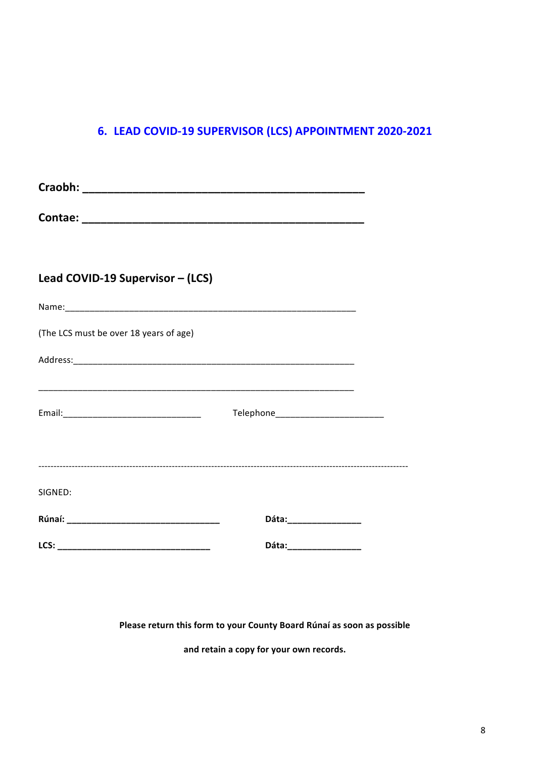## 6. LEAD COVID-19 SUPERVISOR (LCS) APPOINTMENT 2020-2021

**Craobh: ______________________________________________**

**Contae: ______________________________________________**

### Lead COVID-19 Supervisor – (LCS)

Name:_____________________________________________________________

(The LCS must be over 18 years of age)

Address:___________________________________________________________

___________________________________________________________________

Email:____________________________  Telephone______________________

---

SIGNED:

**Rúnaí: _______________________________  Dáta:_______________**

**LCS: _______________________________  Dáta:_______________**

**Please return this form to your County Board Rúnaí as soon as possible**

**and retain a copy for your own records.**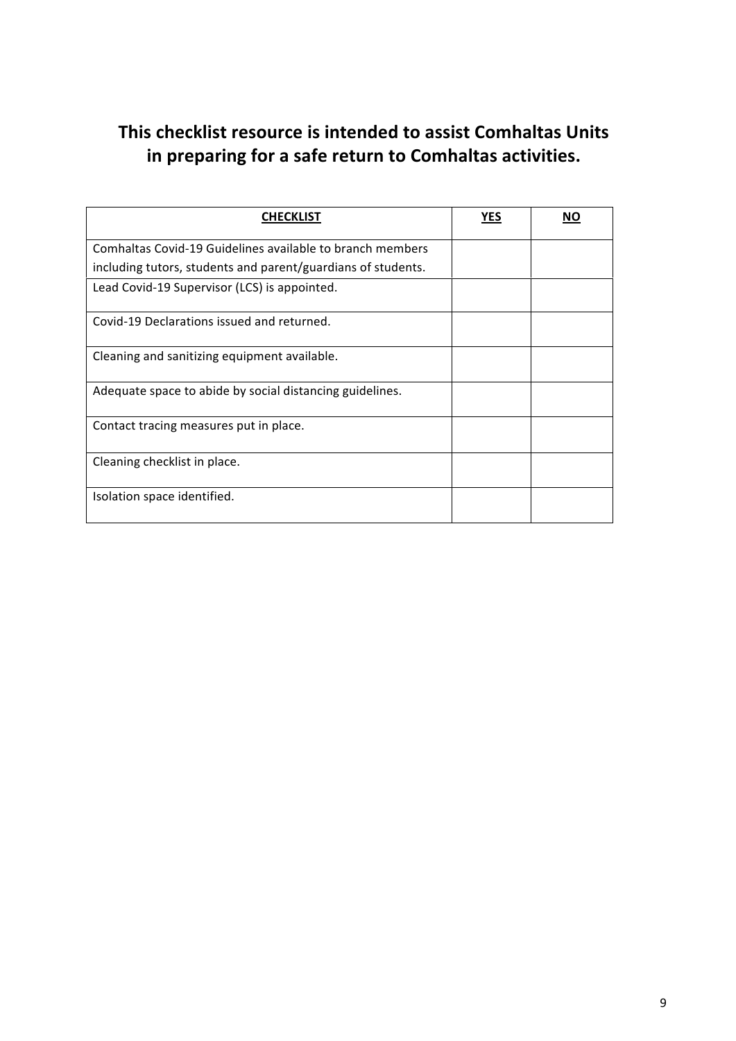## This checklist resource is intended to assist Comhaltas Units in preparing for a safe return to Comhaltas activities.

| **CHECKLIST** | **YES** | **NO** |
|---|---|---|
| Comhaltas Covid-19 Guidelines available to branch members including tutors, students and parent/guardians of students. | | |
| Lead Covid-19 Supervisor (LCS) is appointed. | | |
| Covid-19 Declarations issued and returned. | | |
| Cleaning and sanitizing equipment available. | | |
| Adequate space to abide by social distancing guidelines. | | |
| Contact tracing measures put in place. | | |
| Cleaning checklist in place. | | |
| Isolation space identified. | | |